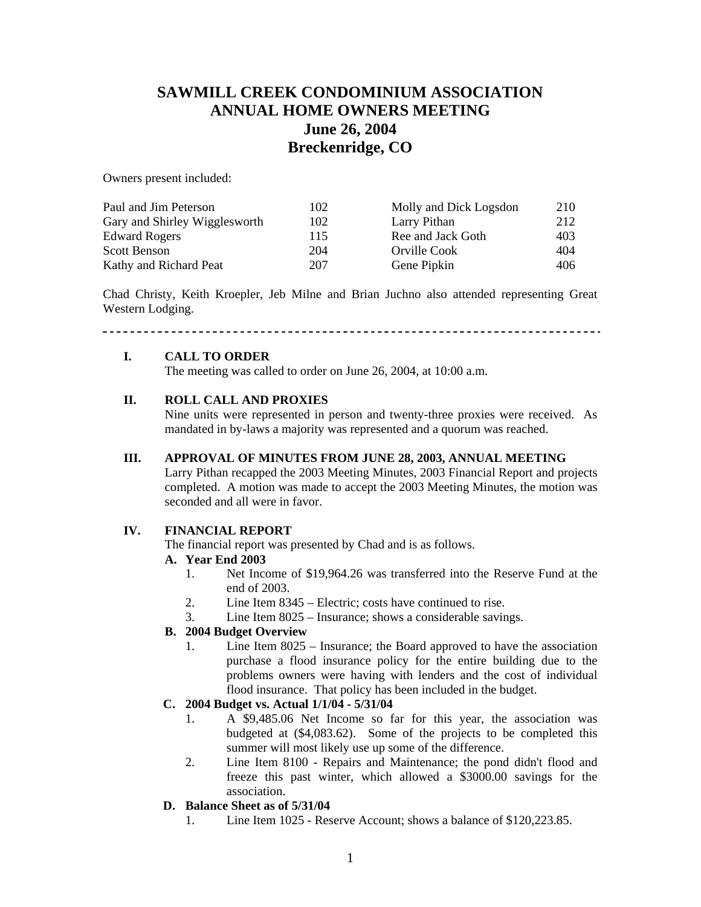# SAWMILL CREEK CONDOMINIUM ASSOCIATION
# ANNUAL HOME OWNERS MEETING
# June 26, 2004
# Breckenridge, CO

Owners present included:

| | | | |
|---|---|---|---|
| Paul and Jim Peterson | 102 | Molly and Dick Logsdon | 210 |
| Gary and Shirley Wigglesworth | 102 | Larry Pithan | 212 |
| Edward Rogers | 115 | Ree and Jack Goth | 403 |
| Scott Benson | 204 | Orville Cook | 404 |
| Kathy and Richard Peat | 207 | Gene Pipkin | 406 |

Chad Christy, Keith Kroepler, Jeb Milne and Brian Juchno also attended representing Great Western Lodging.

---

## I. CALL TO ORDER

The meeting was called to order on June 26, 2004, at 10:00 a.m.

## II. ROLL CALL AND PROXIES

Nine units were represented in person and twenty-three proxies were received. As mandated in by-laws a majority was represented and a quorum was reached.

## III. APPROVAL OF MINUTES FROM JUNE 28, 2003, ANNUAL MEETING

Larry Pithan recapped the 2003 Meeting Minutes, 2003 Financial Report and projects completed. A motion was made to accept the 2003 Meeting Minutes, the motion was seconded and all were in favor.

## IV. FINANCIAL REPORT

The financial report was presented by Chad and is as follows.

**A. Year End 2003**

1. Net Income of $19,964.26 was transferred into the Reserve Fund at the end of 2003.
2. Line Item 8345 – Electric; costs have continued to rise.
3. Line Item 8025 – Insurance; shows a considerable savings.

**B. 2004 Budget Overview**

1. Line Item 8025 – Insurance; the Board approved to have the association purchase a flood insurance policy for the entire building due to the problems owners were having with lenders and the cost of individual flood insurance. That policy has been included in the budget.

**C. 2004 Budget vs. Actual 1/1/04 - 5/31/04**

1. A $9,485.06 Net Income so far for this year, the association was budgeted at ($4,083.62). Some of the projects to be completed this summer will most likely use up some of the difference.
2. Line Item 8100 - Repairs and Maintenance; the pond didn't flood and freeze this past winter, which allowed a $3000.00 savings for the association.

**D. Balance Sheet as of 5/31/04**

1. Line Item 1025 - Reserve Account; shows a balance of $120,223.85.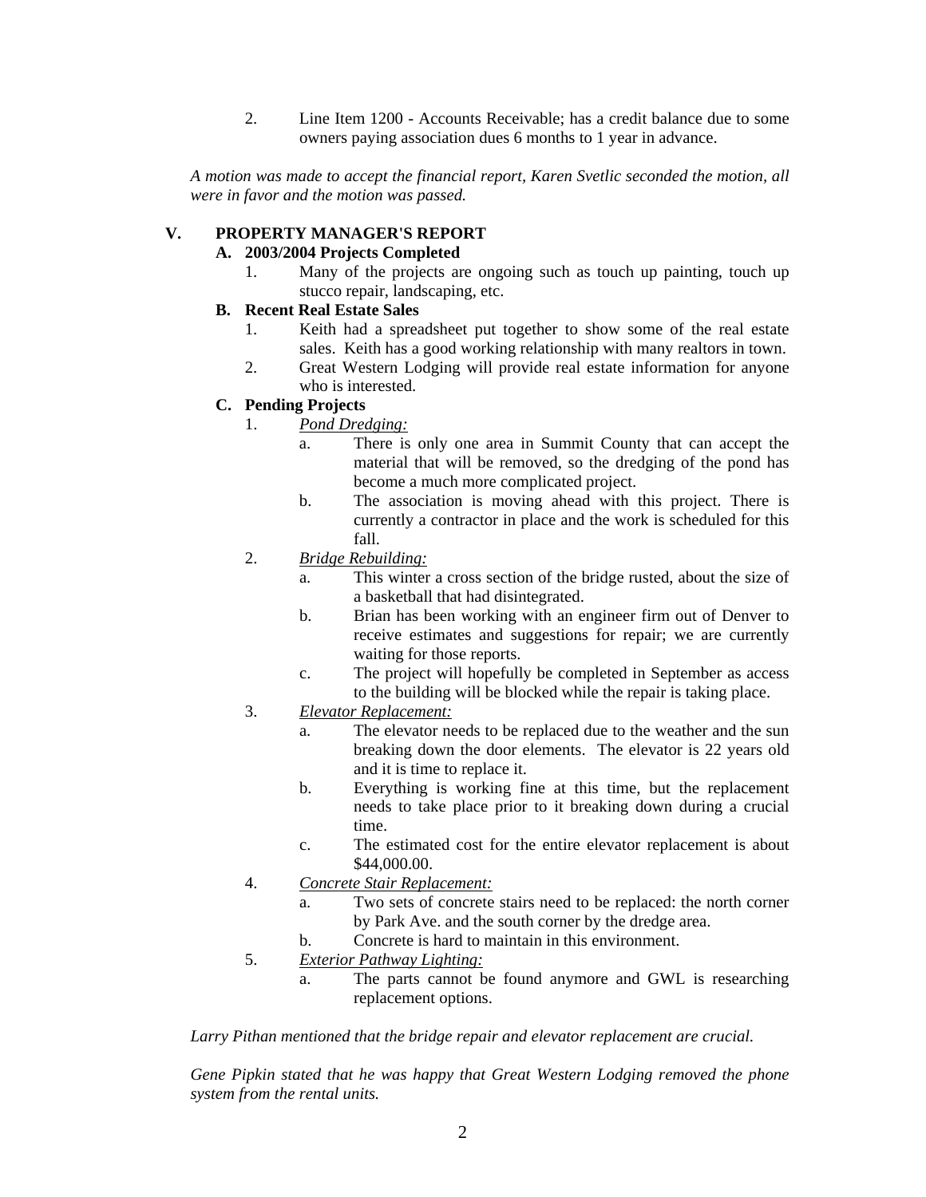2. Line Item 1200 - Accounts Receivable; has a credit balance due to some owners paying association dues 6 months to 1 year in advance.

*A motion was made to accept the financial report, Karen Svetlic seconded the motion, all were in favor and the motion was passed.*

## V. PROPERTY MANAGER'S REPORT

### A. 2003/2004 Projects Completed

1. Many of the projects are ongoing such as touch up painting, touch up stucco repair, landscaping, etc.

### B. Recent Real Estate Sales

1. Keith had a spreadsheet put together to show some of the real estate sales. Keith has a good working relationship with many realtors in town.
2. Great Western Lodging will provide real estate information for anyone who is interested.

### C. Pending Projects

1. *Pond Dredging:*
   a. There is only one area in Summit County that can accept the material that will be removed, so the dredging of the pond has become a much more complicated project.
   b. The association is moving ahead with this project. There is currently a contractor in place and the work is scheduled for this fall.
2. *Bridge Rebuilding:*
   a. This winter a cross section of the bridge rusted, about the size of a basketball that had disintegrated.
   b. Brian has been working with an engineer firm out of Denver to receive estimates and suggestions for repair; we are currently waiting for those reports.
   c. The project will hopefully be completed in September as access to the building will be blocked while the repair is taking place.
3. *Elevator Replacement:*
   a. The elevator needs to be replaced due to the weather and the sun breaking down the door elements. The elevator is 22 years old and it is time to replace it.
   b. Everything is working fine at this time, but the replacement needs to take place prior to it breaking down during a crucial time.
   c. The estimated cost for the entire elevator replacement is about $44,000.00.
4. *Concrete Stair Replacement:*
   a. Two sets of concrete stairs need to be replaced: the north corner by Park Ave. and the south corner by the dredge area.
   b. Concrete is hard to maintain in this environment.
5. *Exterior Pathway Lighting:*
   a. The parts cannot be found anymore and GWL is researching replacement options.

*Larry Pithan mentioned that the bridge repair and elevator replacement are crucial.*

*Gene Pipkin stated that he was happy that Great Western Lodging removed the phone system from the rental units.*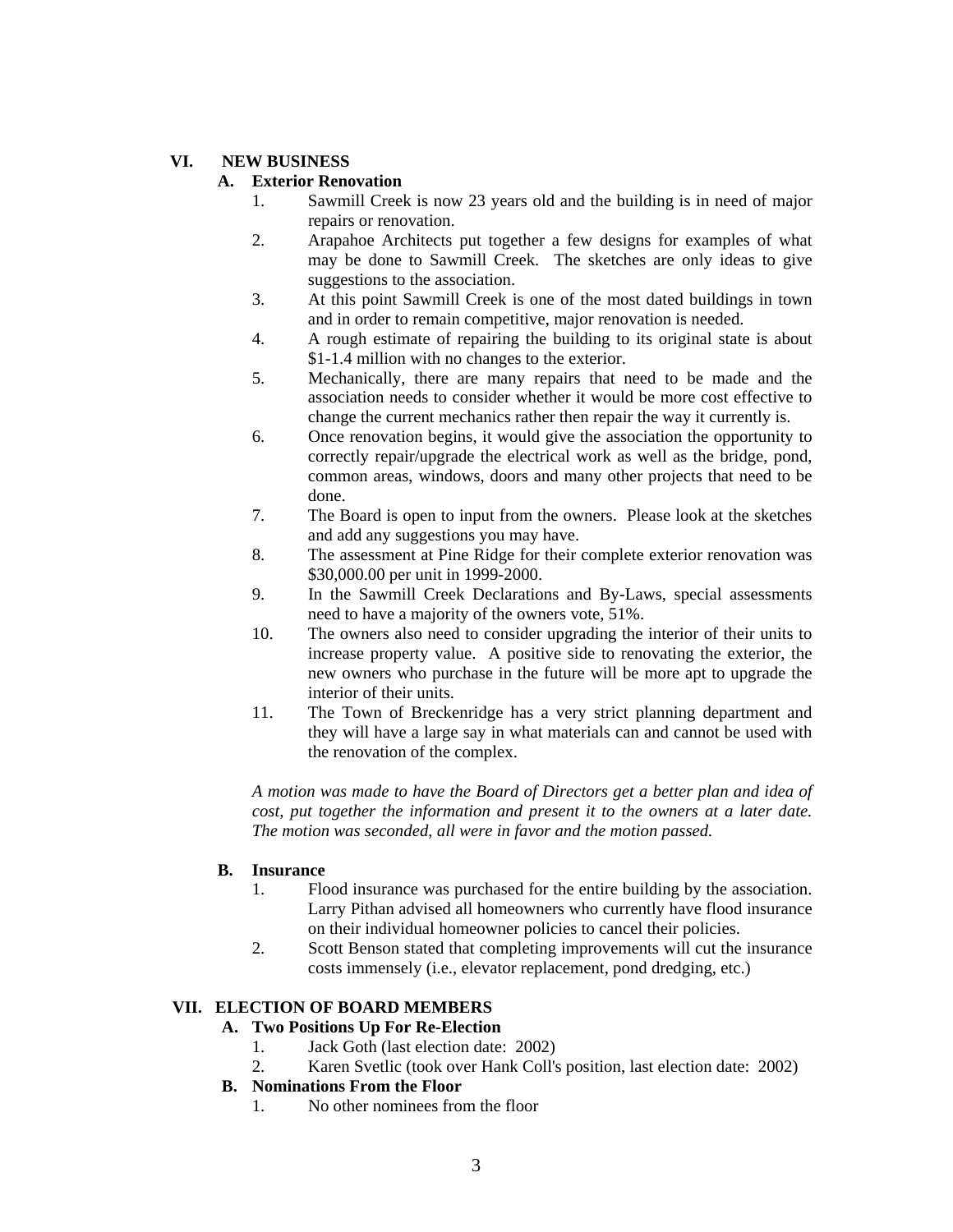## VI. NEW BUSINESS

### A. Exterior Renovation

1. Sawmill Creek is now 23 years old and the building is in need of major repairs or renovation.
2. Arapahoe Architects put together a few designs for examples of what may be done to Sawmill Creek. The sketches are only ideas to give suggestions to the association.
3. At this point Sawmill Creek is one of the most dated buildings in town and in order to remain competitive, major renovation is needed.
4. A rough estimate of repairing the building to its original state is about $1-1.4 million with no changes to the exterior.
5. Mechanically, there are many repairs that need to be made and the association needs to consider whether it would be more cost effective to change the current mechanics rather then repair the way it currently is.
6. Once renovation begins, it would give the association the opportunity to correctly repair/upgrade the electrical work as well as the bridge, pond, common areas, windows, doors and many other projects that need to be done.
7. The Board is open to input from the owners. Please look at the sketches and add any suggestions you may have.
8. The assessment at Pine Ridge for their complete exterior renovation was $30,000.00 per unit in 1999-2000.
9. In the Sawmill Creek Declarations and By-Laws, special assessments need to have a majority of the owners vote, 51%.
10. The owners also need to consider upgrading the interior of their units to increase property value. A positive side to renovating the exterior, the new owners who purchase in the future will be more apt to upgrade the interior of their units.
11. The Town of Breckenridge has a very strict planning department and they will have a large say in what materials can and cannot be used with the renovation of the complex.

*A motion was made to have the Board of Directors get a better plan and idea of cost, put together the information and present it to the owners at a later date. The motion was seconded, all were in favor and the motion passed.*

### B. Insurance

1. Flood insurance was purchased for the entire building by the association. Larry Pithan advised all homeowners who currently have flood insurance on their individual homeowner policies to cancel their policies.
2. Scott Benson stated that completing improvements will cut the insurance costs immensely (i.e., elevator replacement, pond dredging, etc.)

## VII. ELECTION OF BOARD MEMBERS

### A. Two Positions Up For Re-Election

1. Jack Goth (last election date: 2002)
2. Karen Svetlic (took over Hank Coll's position, last election date: 2002)

### B. Nominations From the Floor

1. No other nominees from the floor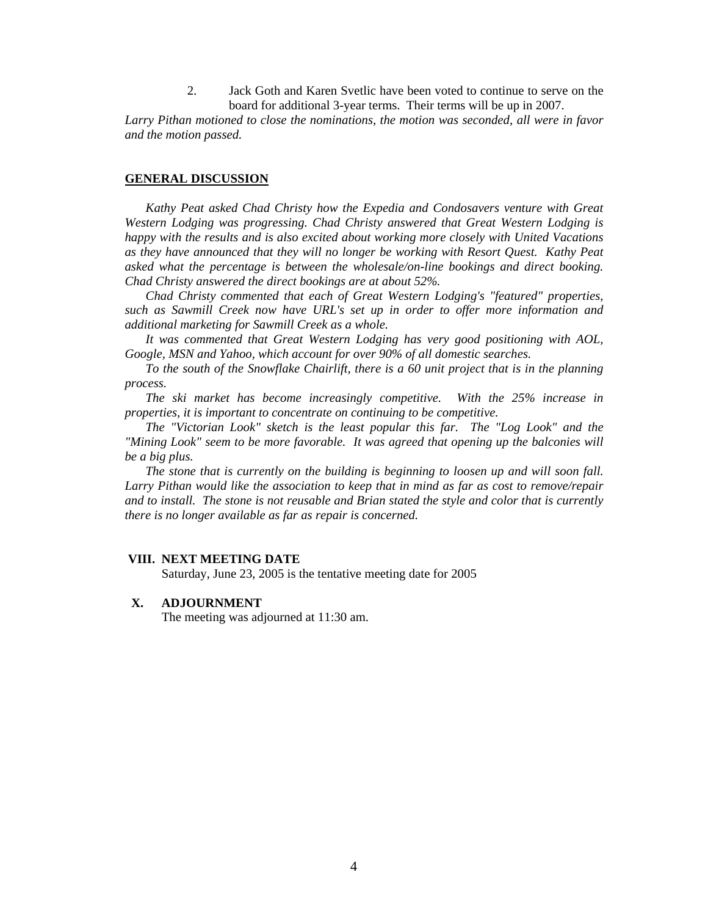2. Jack Goth and Karen Svetlic have been voted to continue to serve on the board for additional 3-year terms. Their terms will be up in 2007.

*Larry Pithan motioned to close the nominations, the motion was seconded, all were in favor and the motion passed.*

**GENERAL DISCUSSION**

*Kathy Peat asked Chad Christy how the Expedia and Condosavers venture with Great Western Lodging was progressing. Chad Christy answered that Great Western Lodging is happy with the results and is also excited about working more closely with United Vacations as they have announced that they will no longer be working with Resort Quest. Kathy Peat asked what the percentage is between the wholesale/on-line bookings and direct booking. Chad Christy answered the direct bookings are at about 52%.*

*Chad Christy commented that each of Great Western Lodging's "featured" properties, such as Sawmill Creek now have URL's set up in order to offer more information and additional marketing for Sawmill Creek as a whole.*

*It was commented that Great Western Lodging has very good positioning with AOL, Google, MSN and Yahoo, which account for over 90% of all domestic searches.*

*To the south of the Snowflake Chairlift, there is a 60 unit project that is in the planning process.*

*The ski market has become increasingly competitive. With the 25% increase in properties, it is important to concentrate on continuing to be competitive.*

*The "Victorian Look" sketch is the least popular this far. The "Log Look" and the "Mining Look" seem to be more favorable. It was agreed that opening up the balconies will be a big plus.*

*The stone that is currently on the building is beginning to loosen up and will soon fall. Larry Pithan would like the association to keep that in mind as far as cost to remove/repair and to install. The stone is not reusable and Brian stated the style and color that is currently there is no longer available as far as repair is concerned.*

**VIII. NEXT MEETING DATE**

Saturday, June 23, 2005 is the tentative meeting date for 2005

**X. ADJOURNMENT**

The meeting was adjourned at 11:30 am.